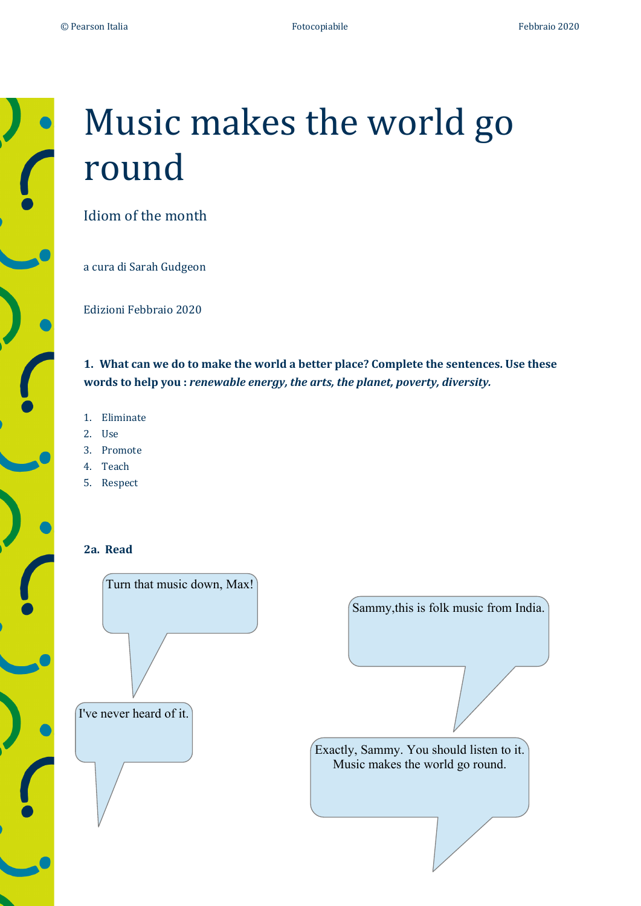# Music makes the world go round

## Idiom of the month

a cura di Sarah Gudgeon

Edizioni Febbraio 2020

**1. What can we do to make the world a better place? Complete the sentences. Use these words to help you :** ***renewable energy, the arts, the planet, poverty, diversity.***

1. Eliminate
2. Use
3. Promote
4. Teach
5. Respect

**2a. Read**

Turn that music down, Max!

I've never heard of it.

Sammy,this is folk music from India.

Exactly, Sammy. You should listen to it. Music makes the world go round.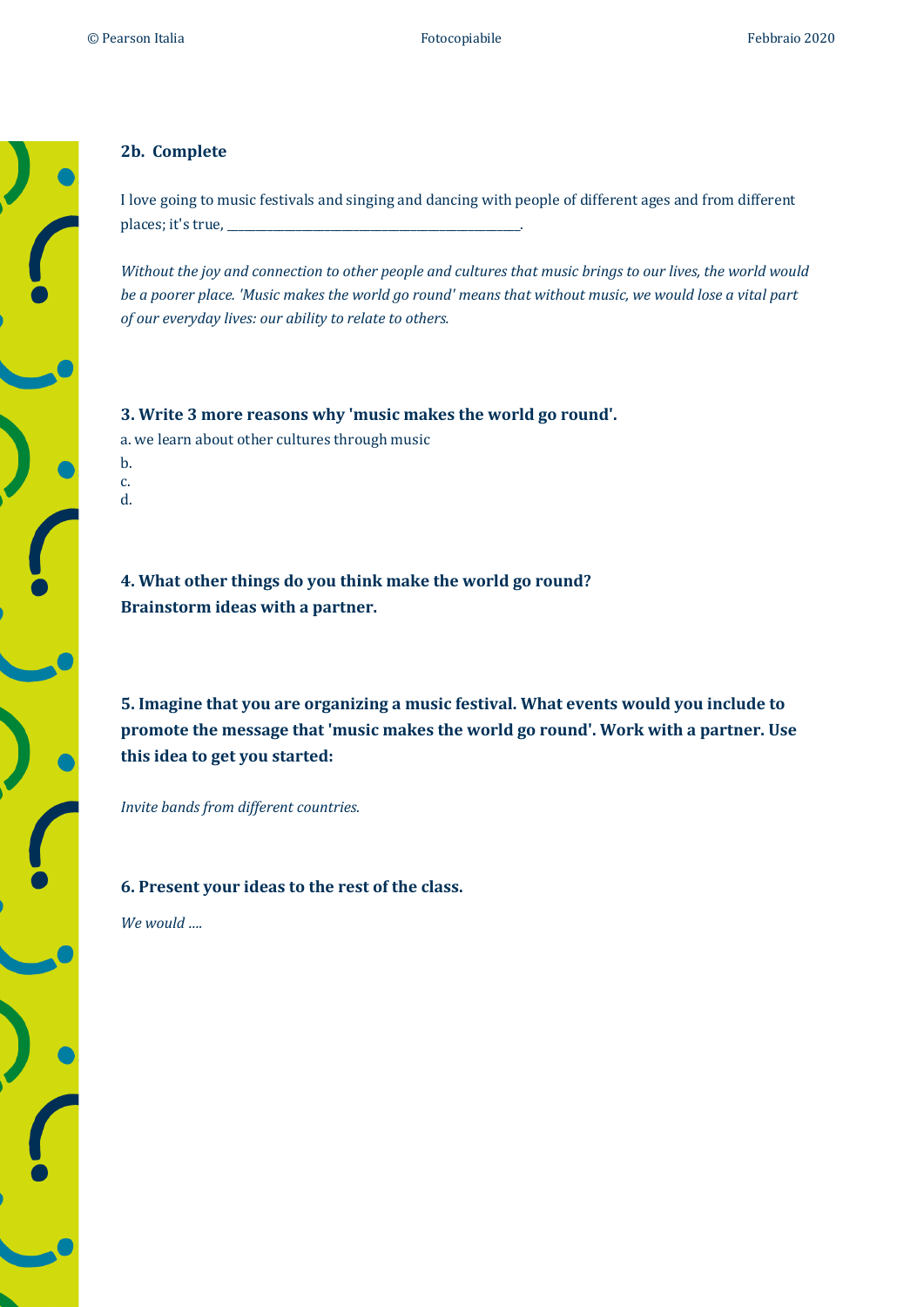### 2b. Complete

I love going to music festivals and singing and dancing with people of different ages and from different places; it's true, ______________________________________________.

*Without the joy and connection to other people and cultures that music brings to our lives, the world would be a poorer place. 'Music makes the world go round' means that without music, we would lose a vital part of our everyday lives: our ability to relate to others.*

### 3. Write 3 more reasons why 'music makes the world go round'.

a. we learn about other cultures through music
b.
c.
d.

### 4. What other things do you think make the world go round? Brainstorm ideas with a partner.

### 5. Imagine that you are organizing a music festival. What events would you include to promote the message that 'music makes the world go round'. Work with a partner. Use this idea to get you started:

*Invite bands from different countries.*

### 6. Present your ideas to the rest of the class.

*We would ….*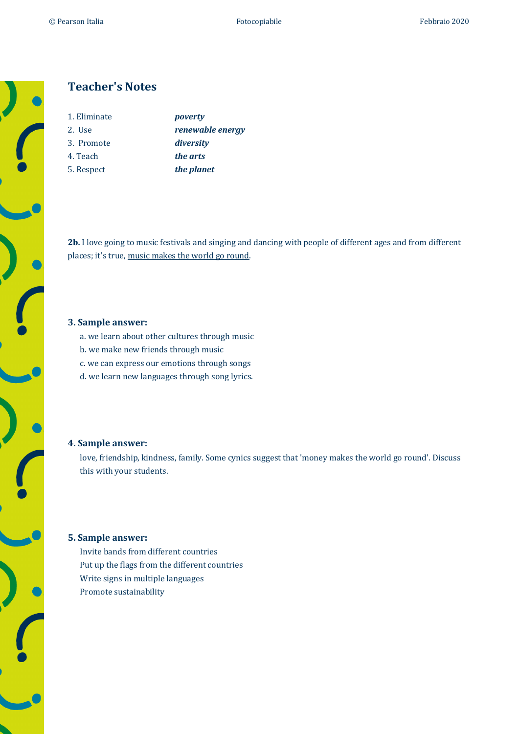## Teacher's Notes

| | |
|---|---|
| 1. Eliminate | ***poverty*** |
| 2. Use | ***renewable energy*** |
| 3. Promote | ***diversity*** |
| 4. Teach | ***the arts*** |
| 5. Respect | ***the planet*** |

**2b.** I love going to music festivals and singing and dancing with people of different ages and from different places; it's true, music makes the world go round.

**3. Sample answer:**

a. we learn about other cultures through music
b. we make new friends through music
c. we can express our emotions through songs
d. we learn new languages through song lyrics.

**4. Sample answer:**

love, friendship, kindness, family. Some cynics suggest that 'money makes the world go round'. Discuss this with your students.

**5. Sample answer:**

Invite bands from different countries
Put up the flags from the different countries
Write signs in multiple languages
Promote sustainability